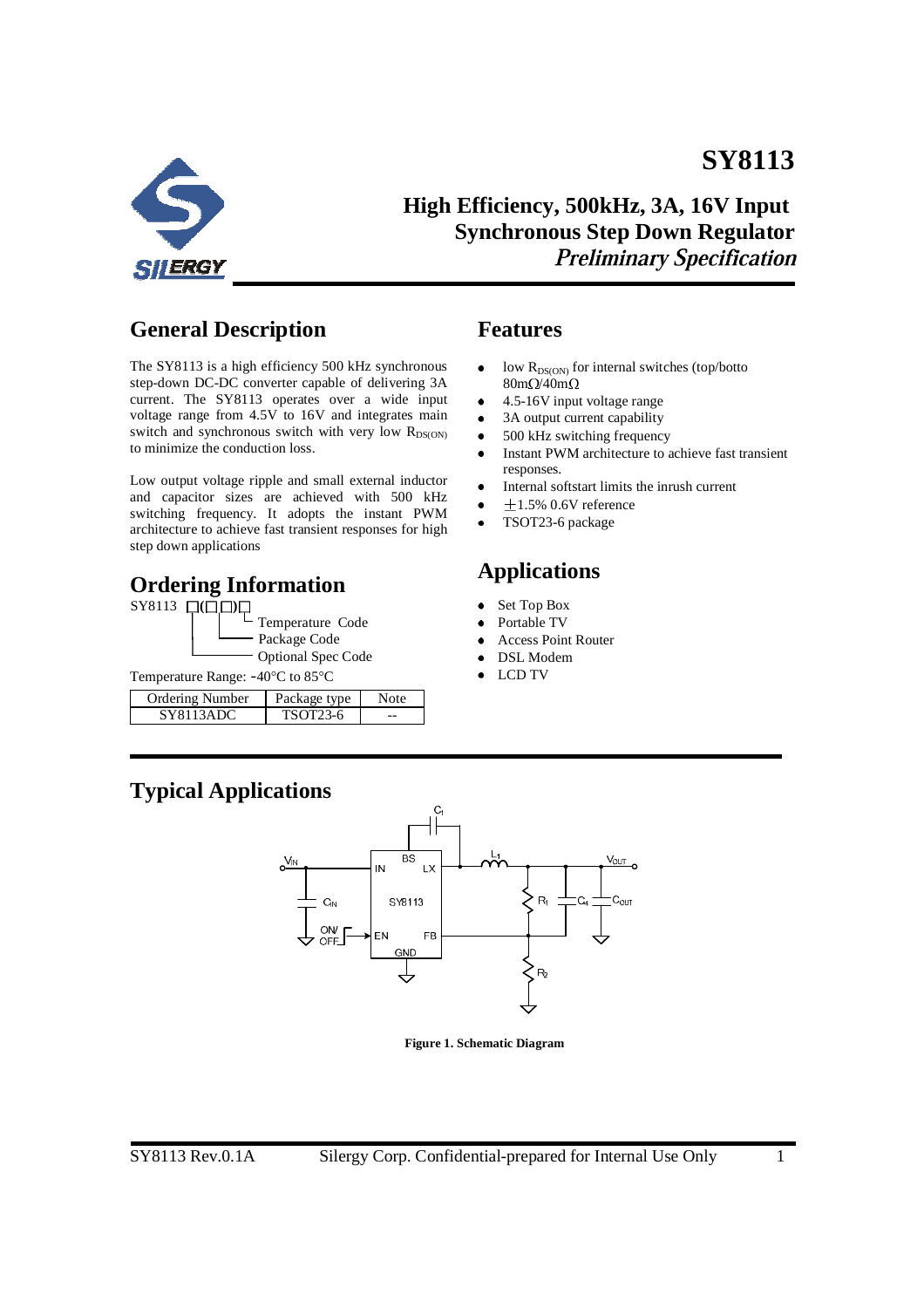# SY8113

## High Efficiency, 500kHz, 3A, 16V Input Synchronous Step Down Regulator

*Preliminary Specification*

## General Description

The SY8113 is a high efficiency 500 kHz synchronous step-down DC-DC converter capable of delivering 3A current. The SY8113 operates over a wide input voltage range from 4.5V to 16V and integrates main switch and synchronous switch with very low $R_{DS(ON)}$ to minimize the conduction loss.

Low output voltage ripple and small external inductor and capacitor sizes are achieved with 500 kHz switching frequency. It adopts the instant PWM architecture to achieve fast transient responses for high step down applications

## Ordering Information

SY8113 □(□□)□
- Temperature Code
- Package Code
- Optional Spec Code

Temperature Range: -40°C to 85°C

| Ordering Number | Package type | Note |
|---|---|---|
| SY8113ADC | TSOT23-6 | -- |

## Features

- low $R_{DS(ON)}$ for internal switches (top/botto 80mΩ/40mΩ
- 4.5-16V input voltage range
- 3A output current capability
- 500 kHz switching frequency
- Instant PWM architecture to achieve fast transient responses.
- Internal softstart limits the inrush current
- ±1.5% 0.6V reference
- TSOT23-6 package

## Applications

- Set Top Box
- Portable TV
- Access Point Router
- DSL Modem
- LCD TV

## Typical Applications

**Figure 1. Schematic Diagram**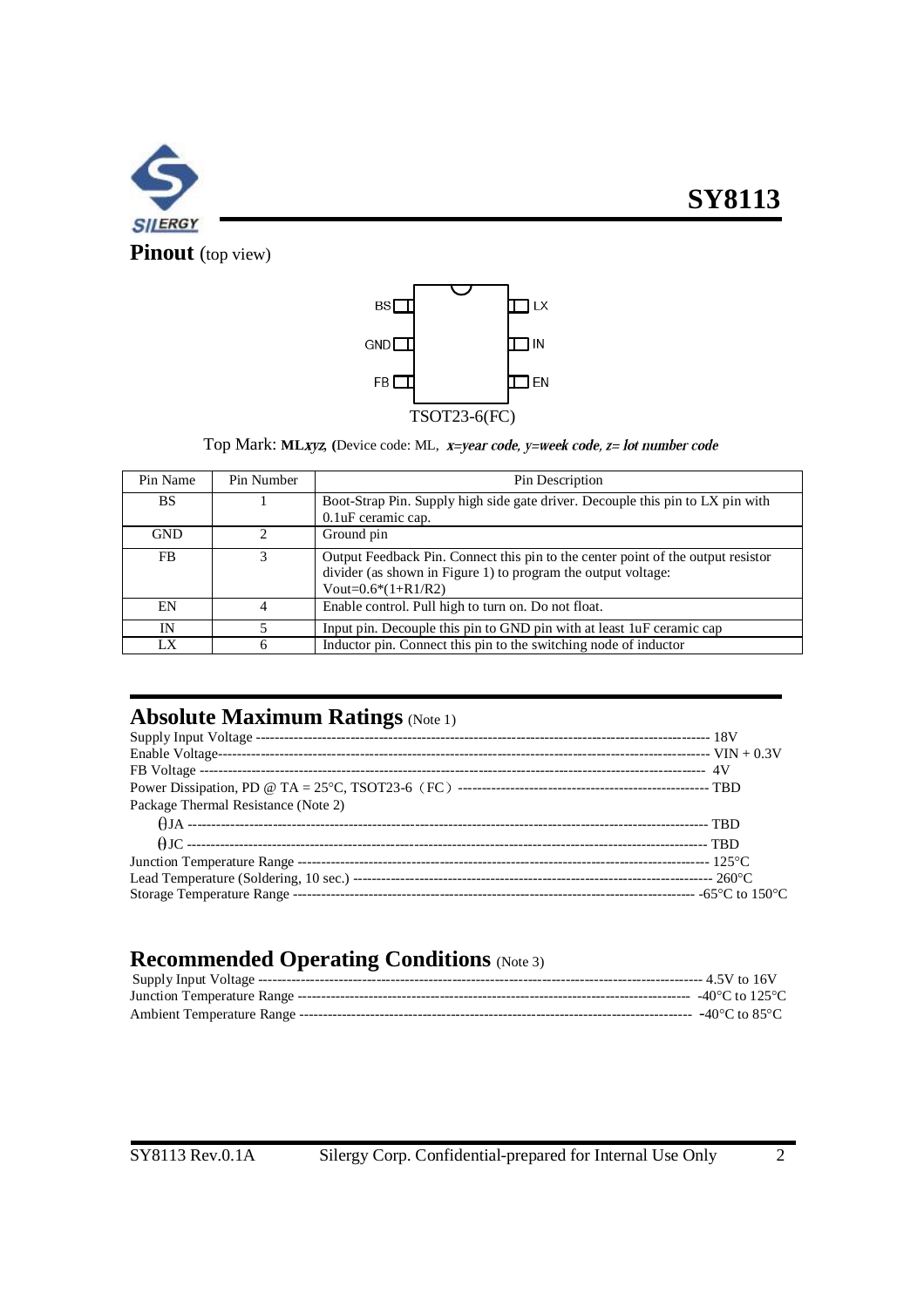## Pinout (top view)

BS (1), GND (2), FB (3) | LX (6), IN (5), EN (4)

TSOT23-6(FC)

Top Mark: **ML***xyz*, **(**Device code: ML, *x=year code, y=week code, z= lot number code*

| Pin Name | Pin Number | Pin Description |
|---|---|---|
| BS | 1 | Boot-Strap Pin. Supply high side gate driver. Decouple this pin to LX pin with 0.1uF ceramic cap. |
| GND | 2 | Ground pin |
| FB | 3 | Output Feedback Pin. Connect this pin to the center point of the output resistor divider (as shown in Figure 1) to program the output voltage: Vout=0.6*(1+R1/R2) |
| EN | 4 | Enable control. Pull high to turn on. Do not float. |
| IN | 5 | Input pin. Decouple this pin to GND pin with at least 1uF ceramic cap |
| LX | 6 | Inductor pin. Connect this pin to the switching node of inductor |

## Absolute Maximum Ratings (Note 1)

Supply Input Voltage ---------------------------------------------------------------- 18V
Enable Voltage---------------------------------------------------------------- VIN + 0.3V
FB Voltage ---------------------------------------------------------------- 4V
Power Dissipation, PD @ TA = 25°C, TSOT23-6（FC）------------------------------------ TBD
Package Thermal Resistance (Note 2)
  θJA ---------------------------------------------------------------- TBD
  θJC ---------------------------------------------------------------- TBD
Junction Temperature Range ---------------------------------------------------------------- 125°C
Lead Temperature (Soldering, 10 sec.) ---------------------------------------------------------------- 260°C
Storage Temperature Range ---------------------------------------------------------------- -65°C to 150°C

## Recommended Operating Conditions (Note 3)

Supply Input Voltage ---------------------------------------------------------------- 4.5V to 16V
Junction Temperature Range ---------------------------------------------------------------- -40°C to 125°C
Ambient Temperature Range ---------------------------------------------------------------- -40°C to 85°C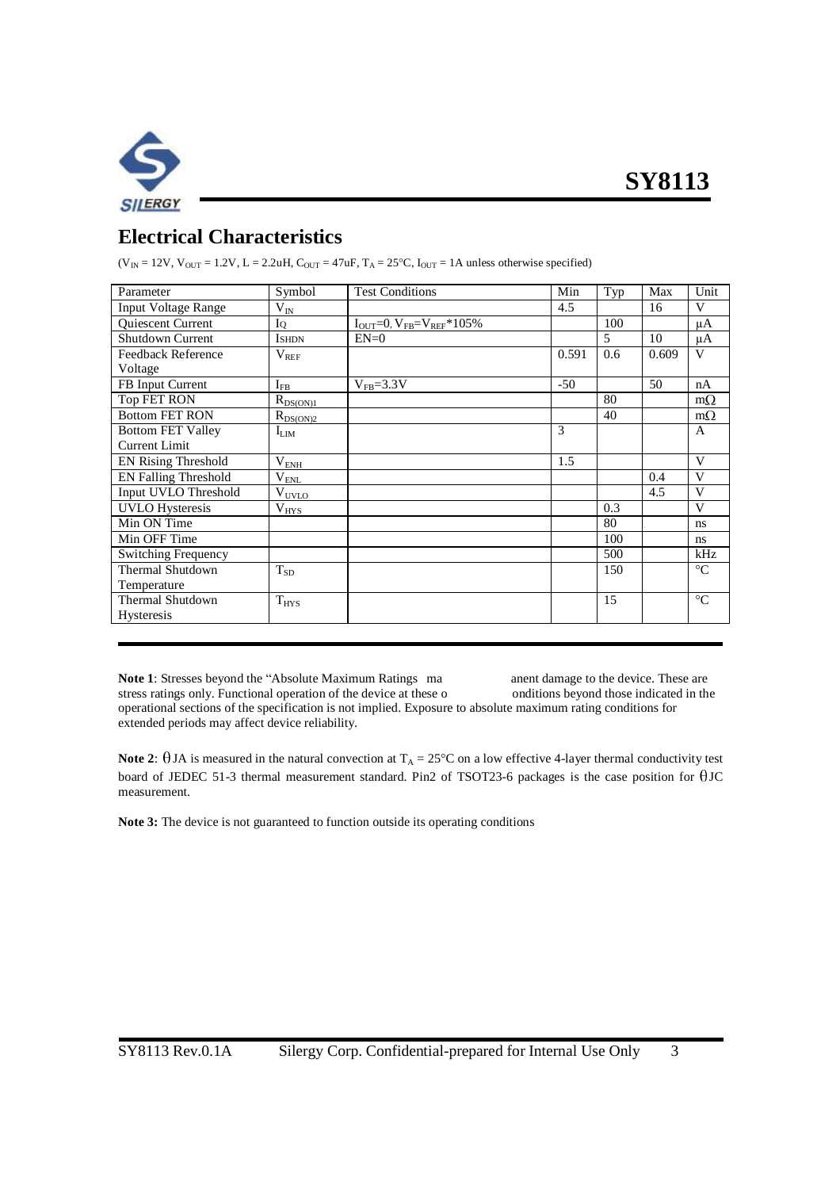## Electrical Characteristics

($V_{IN}$ = 12V, $V_{OUT}$ = 1.2V, L = 2.2uH, $C_{OUT}$ = 47uF, $T_A$ = 25°C, $I_{OUT}$ = 1A unless otherwise specified)

| Parameter | Symbol | Test Conditions | Min | Typ | Max | Unit |
|---|---|---|---|---|---|---|
| Input Voltage Range | $V_{IN}$ | | 4.5 | | 16 | V |
| Quiescent Current | $I_Q$ | $I_{OUT}$=0, $V_{FB}$=$V_{REF}$*105% | | 100 | | μA |
| Shutdown Current | $I_{SHDN}$ | EN=0 | | 5 | 10 | μA |
| Feedback Reference Voltage | $V_{REF}$ | | 0.591 | 0.6 | 0.609 | V |
| FB Input Current | $I_{FB}$ | $V_{FB}$=3.3V | -50 | | 50 | nA |
| Top FET RON | $R_{DS(ON)1}$ | | | 80 | | mΩ |
| Bottom FET RON | $R_{DS(ON)2}$ | | | 40 | | mΩ |
| Bottom FET Valley Current Limit | $I_{LIM}$ | | 3 | | | A |
| EN Rising Threshold | $V_{ENH}$ | | 1.5 | | | V |
| EN Falling Threshold | $V_{ENL}$ | | | | 0.4 | V |
| Input UVLO Threshold | $V_{UVLO}$ | | | | 4.5 | V |
| UVLO Hysteresis | $V_{HYS}$ | | | 0.3 | | V |
| Min ON Time | | | | 80 | | ns |
| Min OFF Time | | | | 100 | | ns |
| Switching Frequency | | | | 500 | | kHz |
| Thermal Shutdown Temperature | $T_{SD}$ | | | 150 | | °C |
| Thermal Shutdown Hysteresis | $T_{HYS}$ | | | 15 | | °C |

**Note 1**: Stresses beyond the "Absolute Maximum Ratings ma anent damage to the device. These are stress ratings only. Functional operation of the device at these o onditions beyond those indicated in the operational sections of the specification is not implied. Exposure to absolute maximum rating conditions for extended periods may affect device reliability.

**Note 2**: θJA is measured in the natural convection at $T_A$ = 25°C on a low effective 4-layer thermal conductivity test board of JEDEC 51-3 thermal measurement standard. Pin2 of TSOT23-6 packages is the case position for θJC measurement.

**Note 3:** The device is not guaranteed to function outside its operating conditions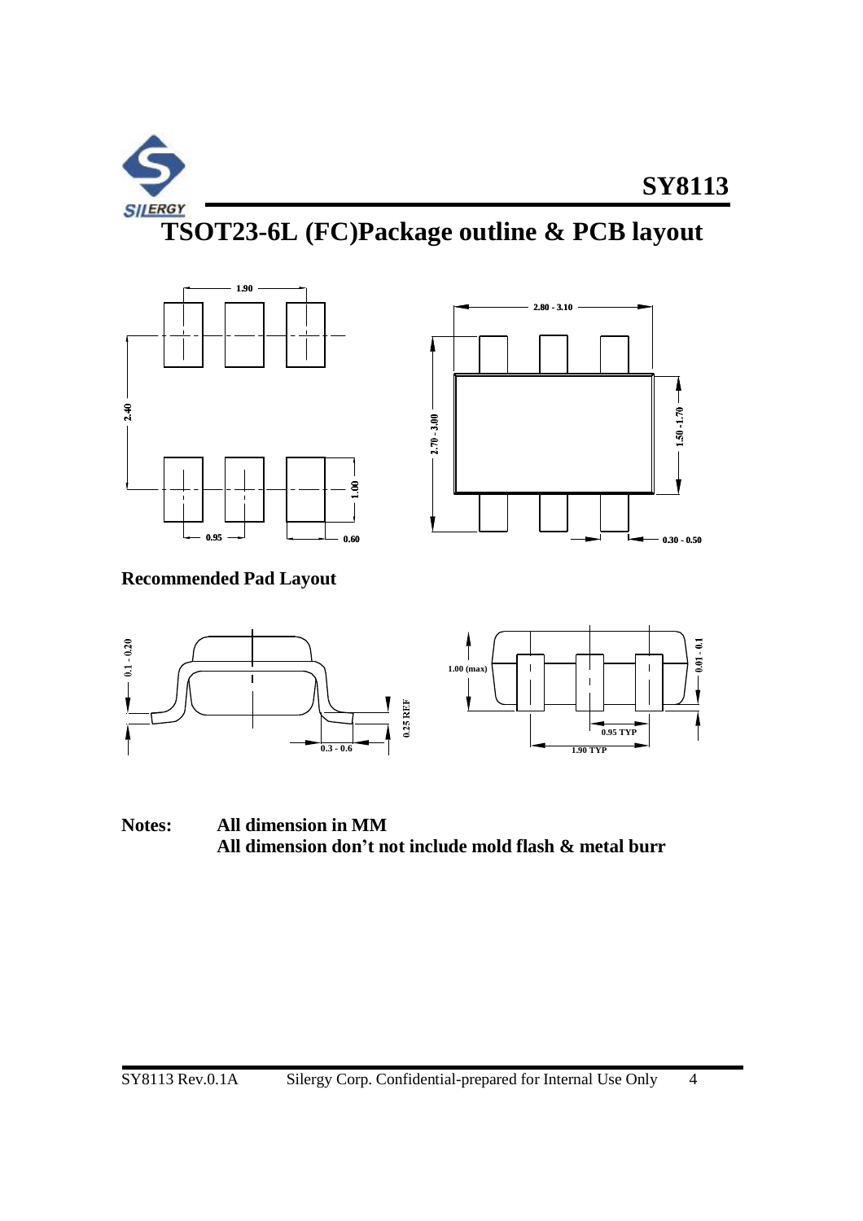# TSOT23-6L (FC)Package outline & PCB layout

1.90

2.40

1.00

0.95

0.60

2.80 - 3.10

2.70 - 3.00

1.50 -1.70

0.30 - 0.50

**Recommended Pad Layout**

0.1 - 0.20

0.3 - 0.6

0.25 REF

1.00 (max)

0.01 - 0.1

0.95 TYP

1.90 TYP

**Notes:** **All dimension in MM**
**All dimension don't not include mold flash & metal burr**